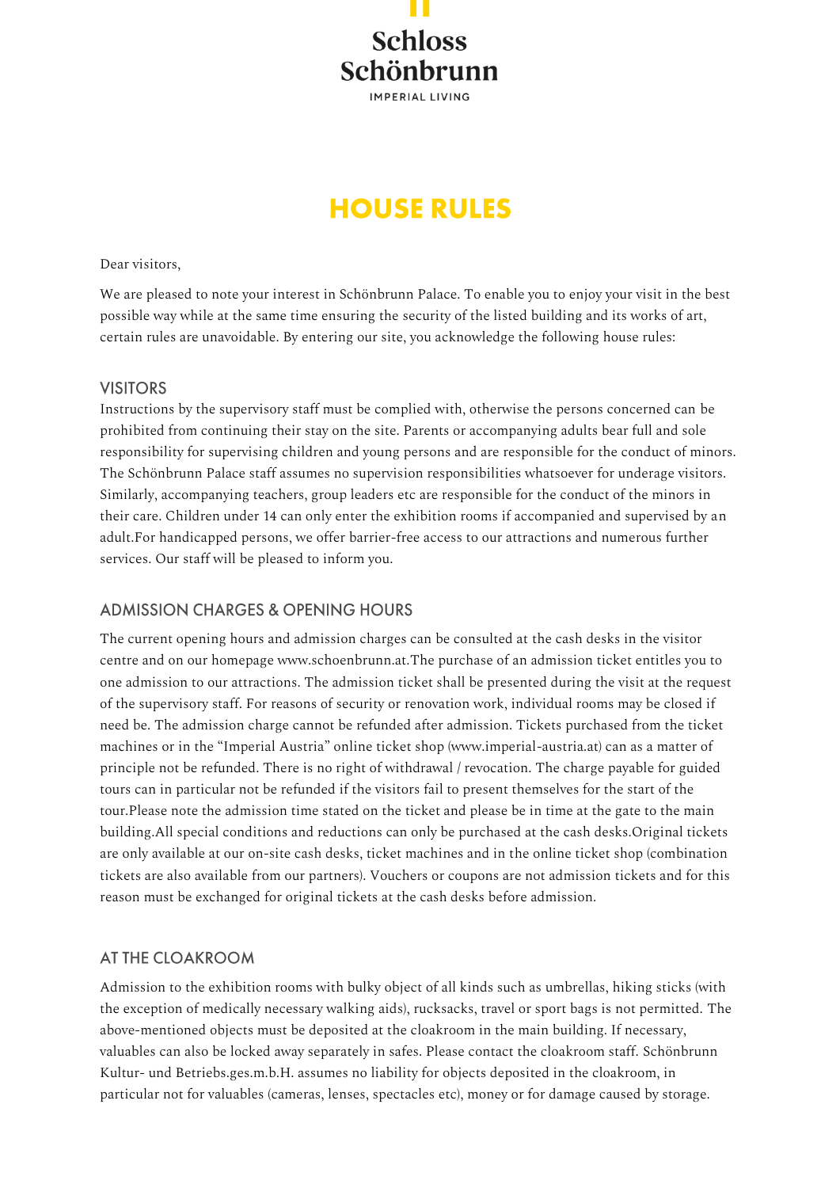Schloss Schönbrunn

IMPERIAL LIVING

# HOUSE RULES

Dear visitors,

We are pleased to note your interest in Schönbrunn Palace. To enable you to enjoy your visit in the best possible way while at the same time ensuring the security of the listed building and its works of art, certain rules are unavoidable. By entering our site, you acknowledge the following house rules:

## VISITORS

Instructions by the supervisory staff must be complied with, otherwise the persons concerned can be prohibited from continuing their stay on the site. Parents or accompanying adults bear full and sole responsibility for supervising children and young persons and are responsible for the conduct of minors. The Schönbrunn Palace staff assumes no supervision responsibilities whatsoever for underage visitors. Similarly, accompanying teachers, group leaders etc are responsible for the conduct of the minors in their care. Children under 14 can only enter the exhibition rooms if accompanied and supervised by an adult.For handicapped persons, we offer barrier-free access to our attractions and numerous further services. Our staff will be pleased to inform you.

## ADMISSION CHARGES & OPENING HOURS

The current opening hours and admission charges can be consulted at the cash desks in the visitor centre and on our homepage www.schoenbrunn.at.The purchase of an admission ticket entitles you to one admission to our attractions. The admission ticket shall be presented during the visit at the request of the supervisory staff. For reasons of security or renovation work, individual rooms may be closed if need be. The admission charge cannot be refunded after admission. Tickets purchased from the ticket machines or in the "Imperial Austria" online ticket shop (www.imperial-austria.at) can as a matter of principle not be refunded. There is no right of withdrawal / revocation. The charge payable for guided tours can in particular not be refunded if the visitors fail to present themselves for the start of the tour.Please note the admission time stated on the ticket and please be in time at the gate to the main building.All special conditions and reductions can only be purchased at the cash desks.Original tickets are only available at our on-site cash desks, ticket machines and in the online ticket shop (combination tickets are also available from our partners). Vouchers or coupons are not admission tickets and for this reason must be exchanged for original tickets at the cash desks before admission.

## AT THE CLOAKROOM

Admission to the exhibition rooms with bulky object of all kinds such as umbrellas, hiking sticks (with the exception of medically necessary walking aids), rucksacks, travel or sport bags is not permitted. The above-mentioned objects must be deposited at the cloakroom in the main building. If necessary, valuables can also be locked away separately in safes. Please contact the cloakroom staff. Schönbrunn Kultur- und Betriebs.ges.m.b.H. assumes no liability for objects deposited in the cloakroom, in particular not for valuables (cameras, lenses, spectacles etc), money or for damage caused by storage.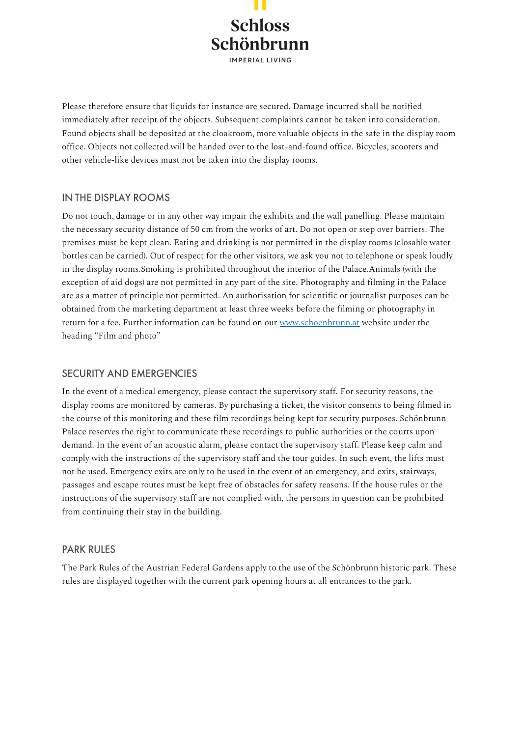Please therefore ensure that liquids for instance are secured. Damage incurred shall be notified immediately after receipt of the objects. Subsequent complaints cannot be taken into consideration. Found objects shall be deposited at the cloakroom, more valuable objects in the safe in the display room office. Objects not collected will be handed over to the lost-and-found office. Bicycles, scooters and other vehicle-like devices must not be taken into the display rooms.

## IN THE DISPLAY ROOMS

Do not touch, damage or in any other way impair the exhibits and the wall panelling. Please maintain the necessary security distance of 50 cm from the works of art. Do not open or step over barriers. The premises must be kept clean. Eating and drinking is not permitted in the display rooms (closable water bottles can be carried). Out of respect for the other visitors, we ask you not to telephone or speak loudly in the display rooms.Smoking is prohibited throughout the interior of the Palace.Animals (with the exception of aid dogs) are not permitted in any part of the site. Photography and filming in the Palace are as a matter of principle not permitted. An authorisation for scientific or journalist purposes can be obtained from the marketing department at least three weeks before the filming or photography in return for a fee. Further information can be found on our [www.schoenbrunn.at](http://www.schoenbrunn.at) website under the heading "Film and photo"

## SECURITY AND EMERGENCIES

In the event of a medical emergency, please contact the supervisory staff. For security reasons, the display rooms are monitored by cameras. By purchasing a ticket, the visitor consents to being filmed in the course of this monitoring and these film recordings being kept for security purposes. Schönbrunn Palace reserves the right to communicate these recordings to public authorities or the courts upon demand. In the event of an acoustic alarm, please contact the supervisory staff. Please keep calm and comply with the instructions of the supervisory staff and the tour guides. In such event, the lifts must not be used. Emergency exits are only to be used in the event of an emergency, and exits, stairways, passages and escape routes must be kept free of obstacles for safety reasons. If the house rules or the instructions of the supervisory staff are not complied with, the persons in question can be prohibited from continuing their stay in the building.

## PARK RULES

The Park Rules of the Austrian Federal Gardens apply to the use of the Schönbrunn historic park. These rules are displayed together with the current park opening hours at all entrances to the park.